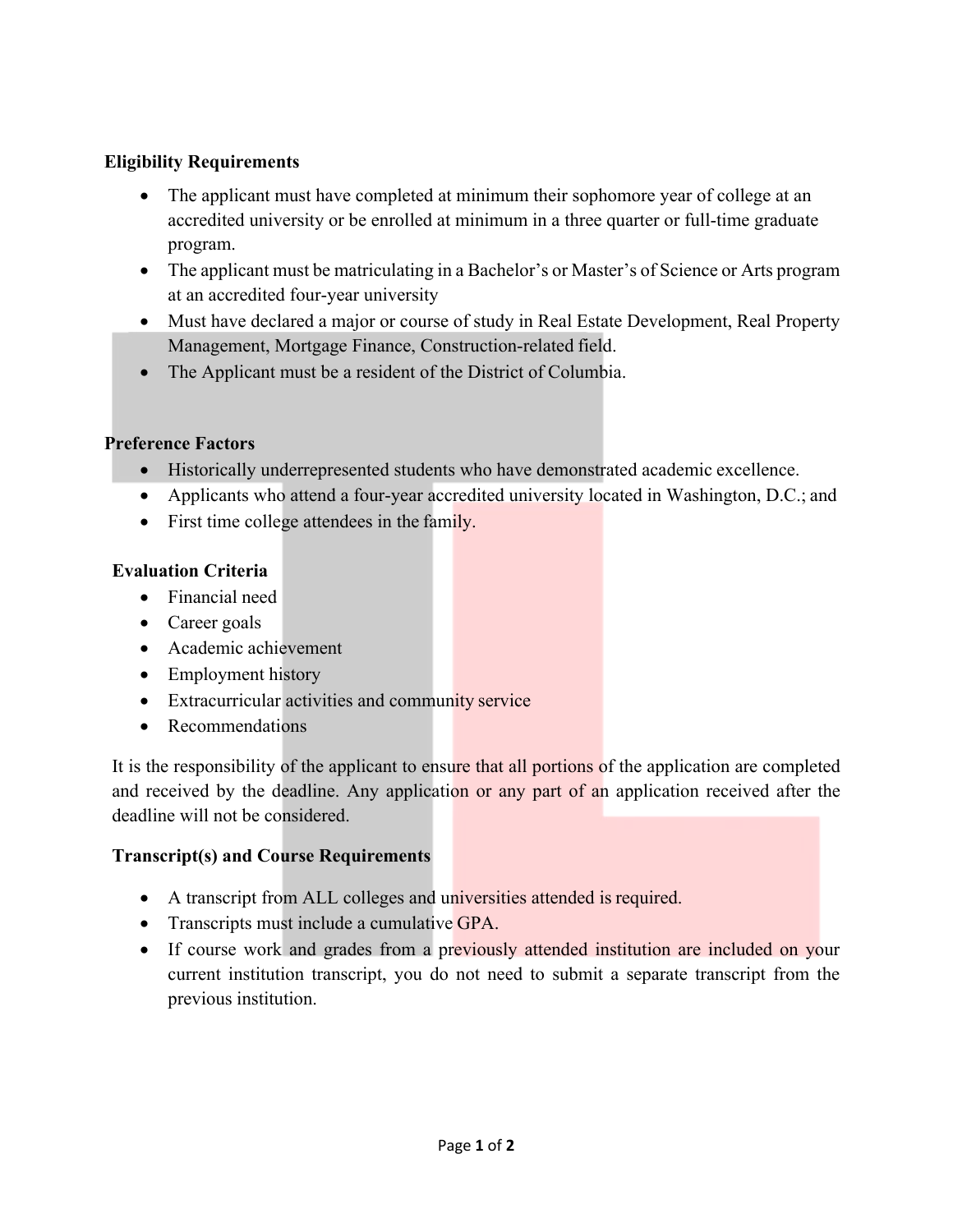**Eligibility Requirements**

- The applicant must have completed at minimum their sophomore year of college at an accredited university or be enrolled at minimum in a three quarter or full-time graduate program.
- The applicant must be matriculating in a Bachelor's or Master's of Science or Arts program at an accredited four-year university
- Must have declared a major or course of study in Real Estate Development, Real Property Management, Mortgage Finance, Construction-related field.
- The Applicant must be a resident of the District of Columbia.

**Preference Factors**

- Historically underrepresented students who have demonstrated academic excellence.
- Applicants who attend a four-year accredited university located in Washington, D.C.; and
- First time college attendees in the family.

**Evaluation Criteria**

- Financial need
- Career goals
- Academic achievement
- Employment history
- Extracurricular activities and community service
- Recommendations

It is the responsibility of the applicant to ensure that all portions of the application are completed and received by the deadline. Any application or any part of an application received after the deadline will not be considered.

**Transcript(s) and Course Requirements**

- A transcript from ALL colleges and universities attended is required.
- Transcripts must include a cumulative GPA.
- If course work and grades from a previously attended institution are included on your current institution transcript, you do not need to submit a separate transcript from the previous institution.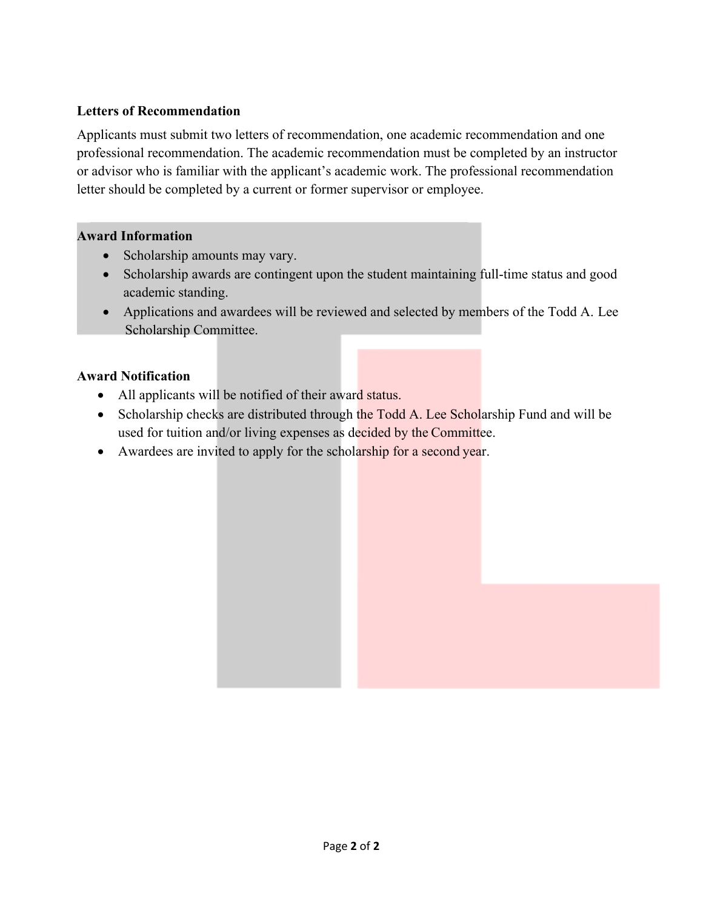**Letters of Recommendation**

Applicants must submit two letters of recommendation, one academic recommendation and one professional recommendation. The academic recommendation must be completed by an instructor or advisor who is familiar with the applicant's academic work. The professional recommendation letter should be completed by a current or former supervisor or employee.

**Award Information**

- Scholarship amounts may vary.
- Scholarship awards are contingent upon the student maintaining full-time status and good academic standing.
- Applications and awardees will be reviewed and selected by members of the Todd A. Lee Scholarship Committee.

**Award Notification**

- All applicants will be notified of their award status.
- Scholarship checks are distributed through the Todd A. Lee Scholarship Fund and will be used for tuition and/or living expenses as decided by the Committee.
- Awardees are invited to apply for the scholarship for a second year.